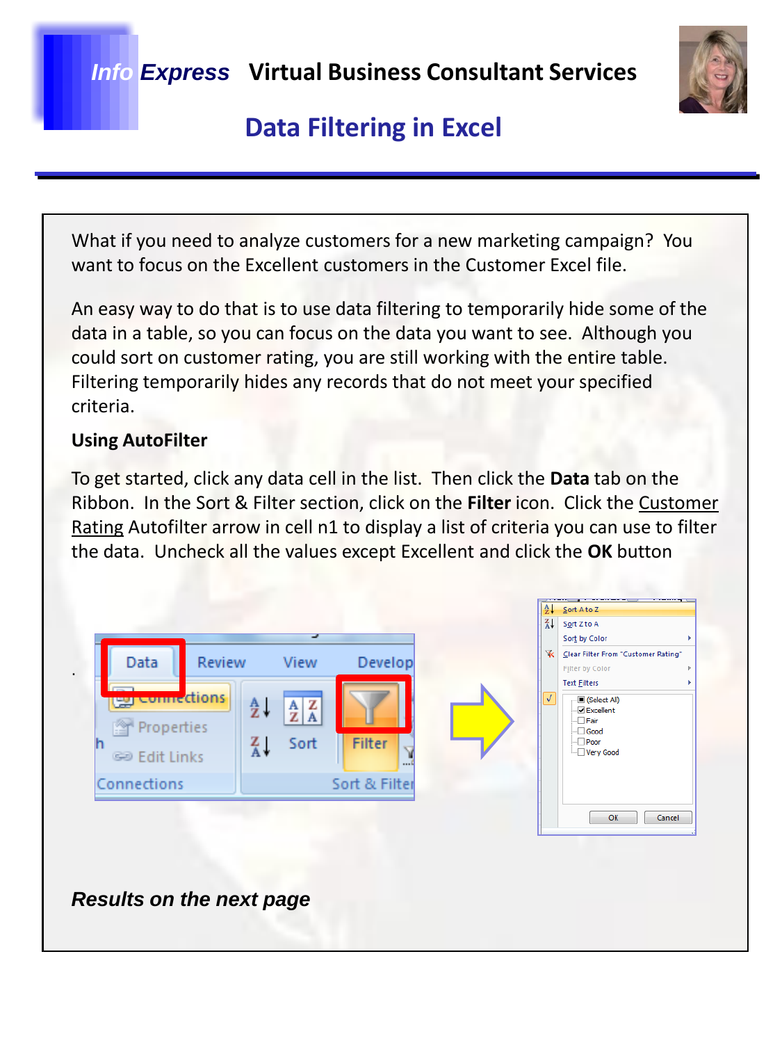# *Info Express* Virtual Business Consultant Services

## Data Filtering in Excel

What if you need to analyze customers for a new marketing campaign? You want to focus on the Excellent customers in the Customer Excel file.

An easy way to do that is to use data filtering to temporarily hide some of the data in a table, so you can focus on the data you want to see. Although you could sort on customer rating, you are still working with the entire table. Filtering temporarily hides any records that do not meet your specified criteria.

**Using AutoFilter**

To get started, click any data cell in the list. Then click the **Data** tab on the Ribbon. In the Sort & Filter section, click on the **Filter** icon. Click the Customer Rating Autofilter arrow in cell n1 to display a list of criteria you can use to filter the data. Uncheck all the values except Excellent and click the **OK** button

***Results on the next page***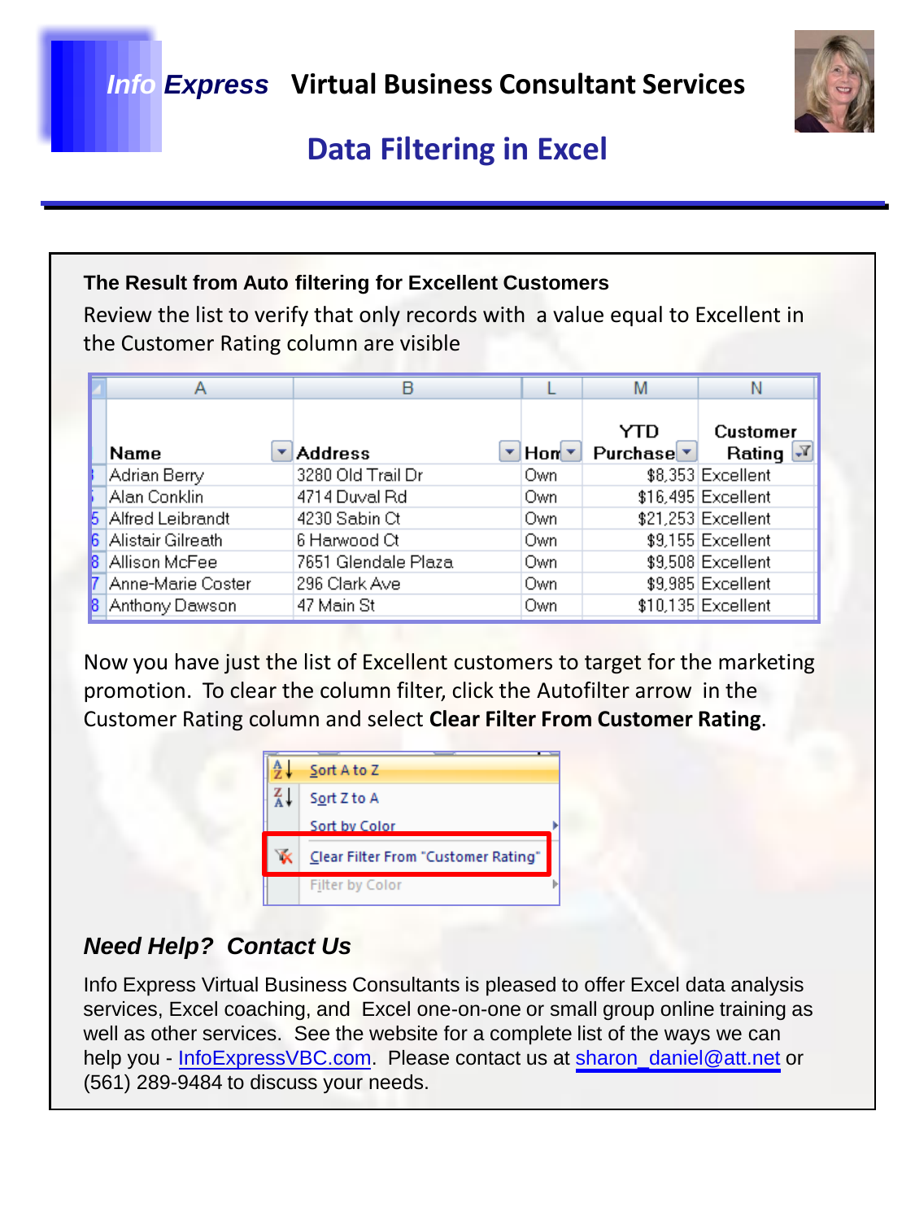# Info Express Virtual Business Consultant Services

## Data Filtering in Excel

**The Result from Auto filtering for Excellent Customers**

Review the list to verify that only records with a value equal to Excellent in the Customer Rating column are visible

| Name | Address | Hom | YTD Purchase | Customer Rating |
|---|---|---|---|---|
| Adrian Berry | 3280 Old Trail Dr | Own | $8,353 | Excellent |
| Alan Conklin | 4714 Duval Rd | Own | $16,495 | Excellent |
| Alfred Leibrandt | 4230 Sabin Ct | Own | $21,253 | Excellent |
| Alistair Gilreath | 6 Harwood Ct | Own | $9,155 | Excellent |
| Allison McFee | 7651 Glendale Plaza | Own | $9,508 | Excellent |
| Anne-Marie Coster | 296 Clark Ave | Own | $9,985 | Excellent |
| Anthony Dawson | 47 Main St | Own | $10,135 | Excellent |

Now you have just the list of Excellent customers to target for the marketing promotion. To clear the column filter, click the Autofilter arrow in the Customer Rating column and select **Clear Filter From Customer Rating**.

- Sort A to Z
- Sort Z to A
- Sort by Color
- Clear Filter From "Customer Rating"
- Filter by Color

### *Need Help? Contact Us*

Info Express Virtual Business Consultants is pleased to offer Excel data analysis services, Excel coaching, and Excel one-on-one or small group online training as well as other services. See the website for a complete list of the ways we can help you - InfoExpressVBC.com. Please contact us at sharon_daniel@att.net or (561) 289-9484 to discuss your needs.